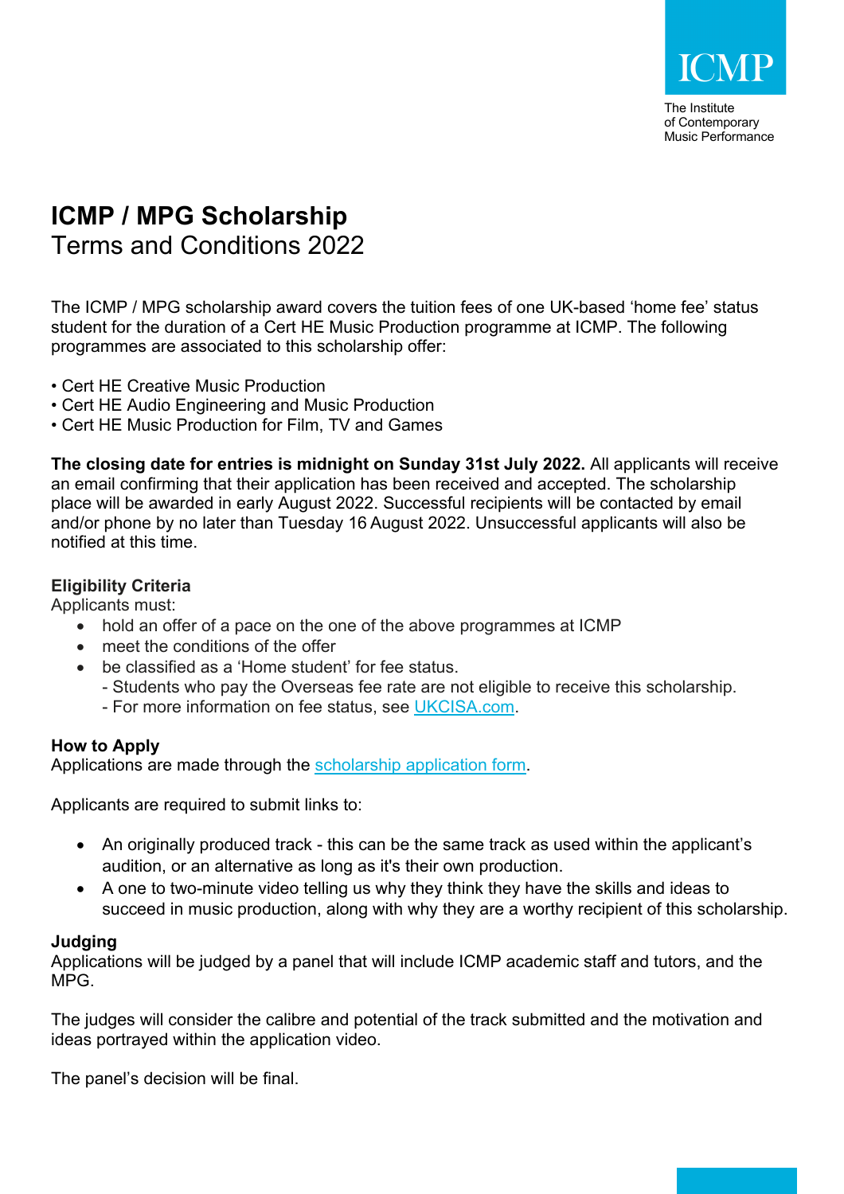ICMP

The Institute of Contemporary Music Performance

# ICMP / MPG Scholarship

## Terms and Conditions 2022

The ICMP / MPG scholarship award covers the tuition fees of one UK-based 'home fee' status student for the duration of a Cert HE Music Production programme at ICMP. The following programmes are associated to this scholarship offer:

• Cert HE Creative Music Production
• Cert HE Audio Engineering and Music Production
• Cert HE Music Production for Film, TV and Games

**The closing date for entries is midnight on Sunday 31st July 2022.** All applicants will receive an email confirming that their application has been received and accepted. The scholarship place will be awarded in early August 2022. Successful recipients will be contacted by email and/or phone by no later than Tuesday 16 August 2022. Unsuccessful applicants will also be notified at this time.

**Eligibility Criteria**

Applicants must:

- hold an offer of a pace on the one of the above programmes at ICMP
- meet the conditions of the offer
- be classified as a 'Home student' for fee status.
  - Students who pay the Overseas fee rate are not eligible to receive this scholarship.
  - For more information on fee status, see [UKCISA.com](UKCISA.com).

**How to Apply**

Applications are made through the [scholarship application form]().

Applicants are required to submit links to:

- An originally produced track - this can be the same track as used within the applicant's audition, or an alternative as long as it's their own production.
- A one to two-minute video telling us why they think they have the skills and ideas to succeed in music production, along with why they are a worthy recipient of this scholarship.

**Judging**

Applications will be judged by a panel that will include ICMP academic staff and tutors, and the MPG.

The judges will consider the calibre and potential of the track submitted and the motivation and ideas portrayed within the application video.

The panel's decision will be final.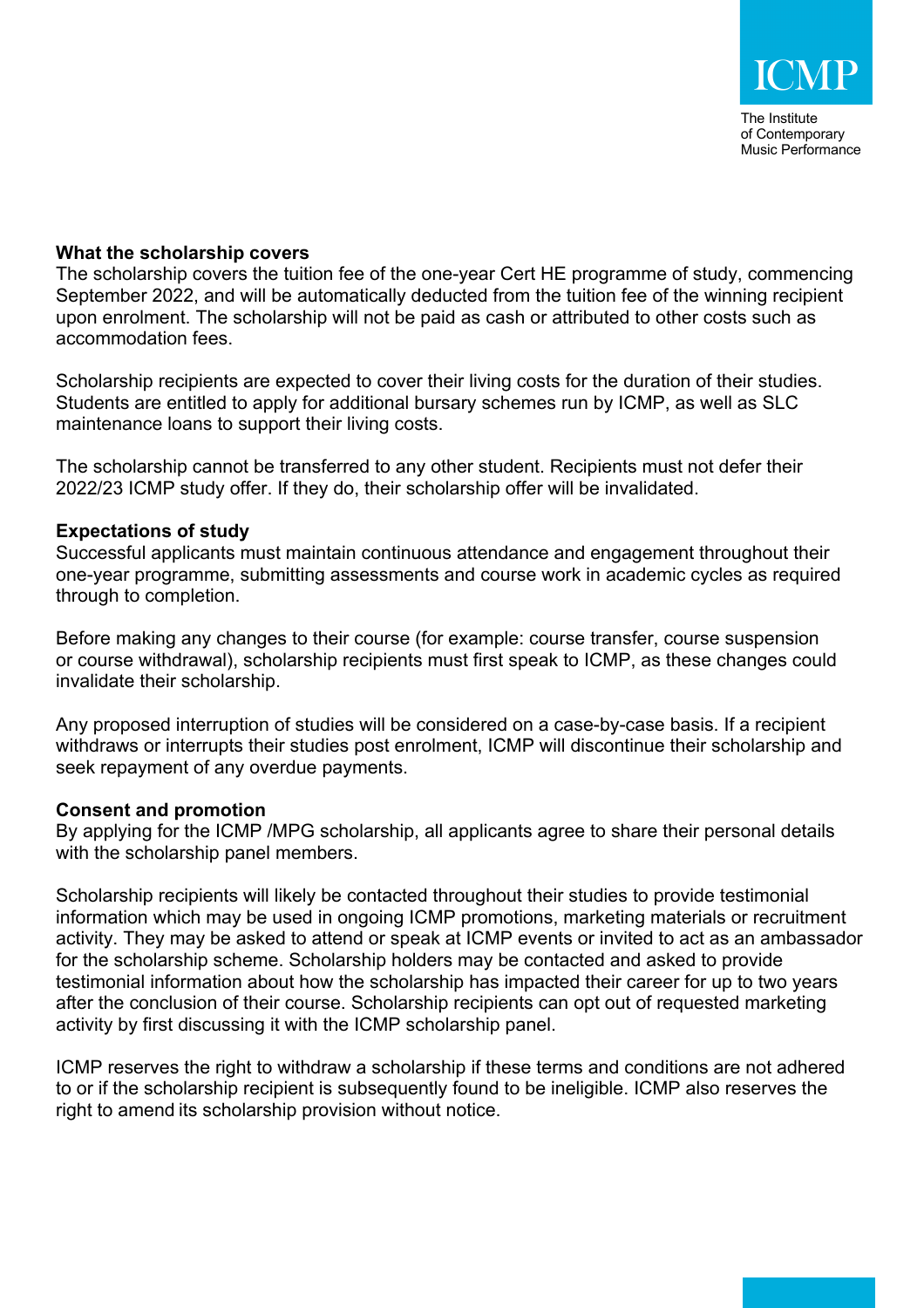**What the scholarship covers**

The scholarship covers the tuition fee of the one-year Cert HE programme of study, commencing September 2022, and will be automatically deducted from the tuition fee of the winning recipient upon enrolment. The scholarship will not be paid as cash or attributed to other costs such as accommodation fees.

Scholarship recipients are expected to cover their living costs for the duration of their studies. Students are entitled to apply for additional bursary schemes run by ICMP, as well as SLC maintenance loans to support their living costs.

The scholarship cannot be transferred to any other student. Recipients must not defer their 2022/23 ICMP study offer. If they do, their scholarship offer will be invalidated.

**Expectations of study**

Successful applicants must maintain continuous attendance and engagement throughout their one-year programme, submitting assessments and course work in academic cycles as required through to completion.

Before making any changes to their course (for example: course transfer, course suspension or course withdrawal), scholarship recipients must first speak to ICMP, as these changes could invalidate their scholarship.

Any proposed interruption of studies will be considered on a case-by-case basis. If a recipient withdraws or interrupts their studies post enrolment, ICMP will discontinue their scholarship and seek repayment of any overdue payments.

**Consent and promotion**

By applying for the ICMP /MPG scholarship, all applicants agree to share their personal details with the scholarship panel members.

Scholarship recipients will likely be contacted throughout their studies to provide testimonial information which may be used in ongoing ICMP promotions, marketing materials or recruitment activity. They may be asked to attend or speak at ICMP events or invited to act as an ambassador for the scholarship scheme. Scholarship holders may be contacted and asked to provide testimonial information about how the scholarship has impacted their career for up to two years after the conclusion of their course. Scholarship recipients can opt out of requested marketing activity by first discussing it with the ICMP scholarship panel.

ICMP reserves the right to withdraw a scholarship if these terms and conditions are not adhered to or if the scholarship recipient is subsequently found to be ineligible. ICMP also reserves the right to amend its scholarship provision without notice.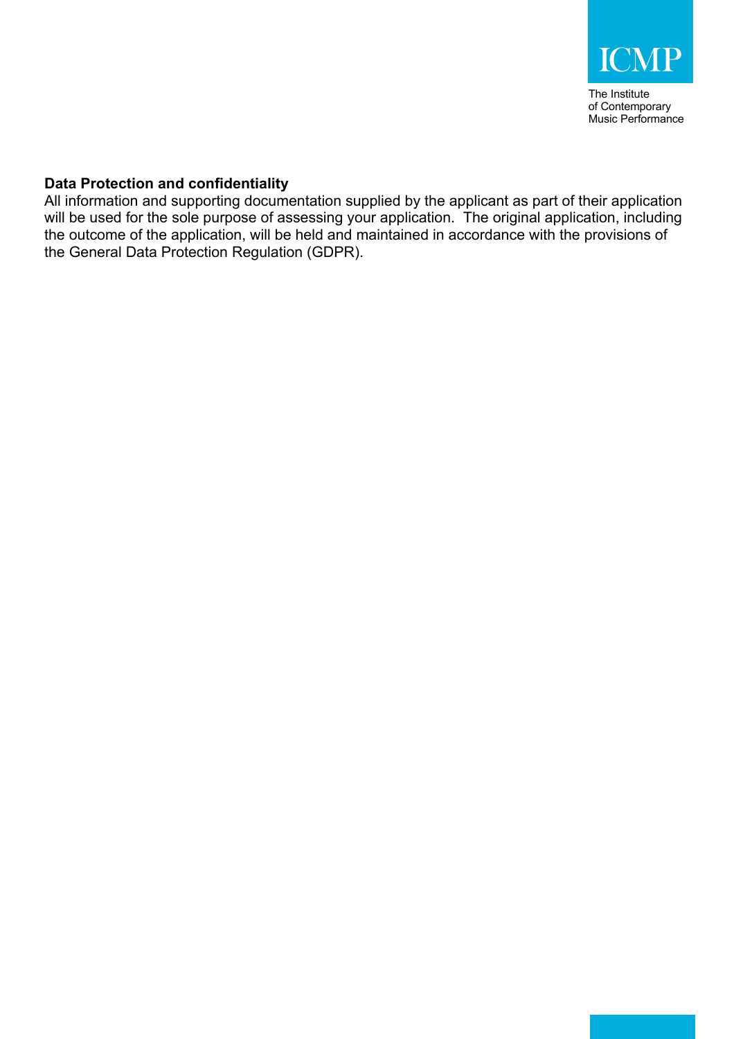**Data Protection and confidentiality**

All information and supporting documentation supplied by the applicant as part of their application will be used for the sole purpose of assessing your application. The original application, including the outcome of the application, will be held and maintained in accordance with the provisions of the General Data Protection Regulation (GDPR).